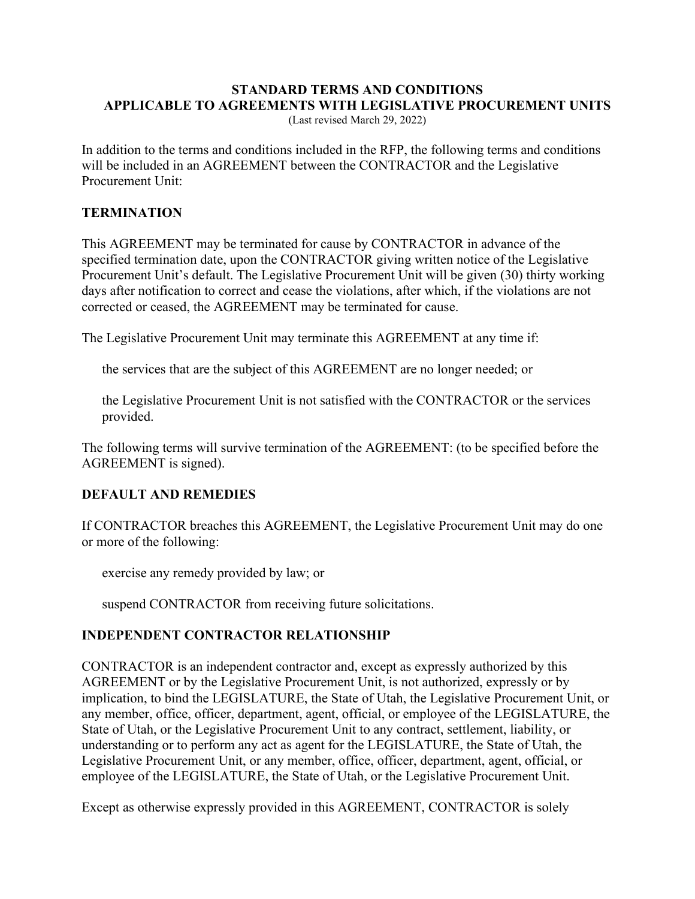**STANDARD TERMS AND CONDITIONS**
**APPLICABLE TO AGREEMENTS WITH LEGISLATIVE PROCUREMENT UNITS**
(Last revised March 29, 2022)

In addition to the terms and conditions included in the RFP, the following terms and conditions will be included in an AGREEMENT between the CONTRACTOR and the Legislative Procurement Unit:

## TERMINATION

This AGREEMENT may be terminated for cause by CONTRACTOR in advance of the specified termination date, upon the CONTRACTOR giving written notice of the Legislative Procurement Unit's default. The Legislative Procurement Unit will be given (30) thirty working days after notification to correct and cease the violations, after which, if the violations are not corrected or ceased, the AGREEMENT may be terminated for cause.

The Legislative Procurement Unit may terminate this AGREEMENT at any time if:

the services that are the subject of this AGREEMENT are no longer needed; or

the Legislative Procurement Unit is not satisfied with the CONTRACTOR or the services provided.

The following terms will survive termination of the AGREEMENT: (to be specified before the AGREEMENT is signed).

## DEFAULT AND REMEDIES

If CONTRACTOR breaches this AGREEMENT, the Legislative Procurement Unit may do one or more of the following:

exercise any remedy provided by law; or

suspend CONTRACTOR from receiving future solicitations.

## INDEPENDENT CONTRACTOR RELATIONSHIP

CONTRACTOR is an independent contractor and, except as expressly authorized by this AGREEMENT or by the Legislative Procurement Unit, is not authorized, expressly or by implication, to bind the LEGISLATURE, the State of Utah, the Legislative Procurement Unit, or any member, office, officer, department, agent, official, or employee of the LEGISLATURE, the State of Utah, or the Legislative Procurement Unit to any contract, settlement, liability, or understanding or to perform any act as agent for the LEGISLATURE, the State of Utah, the Legislative Procurement Unit, or any member, office, officer, department, agent, official, or employee of the LEGISLATURE, the State of Utah, or the Legislative Procurement Unit.

Except as otherwise expressly provided in this AGREEMENT, CONTRACTOR is solely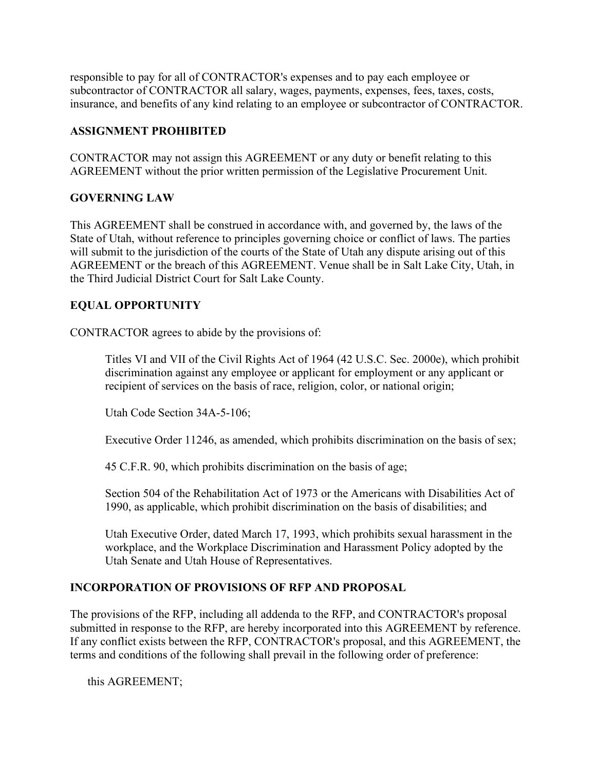responsible to pay for all of CONTRACTOR's expenses and to pay each employee or subcontractor of CONTRACTOR all salary, wages, payments, expenses, fees, taxes, costs, insurance, and benefits of any kind relating to an employee or subcontractor of CONTRACTOR.

**ASSIGNMENT PROHIBITED**

CONTRACTOR may not assign this AGREEMENT or any duty or benefit relating to this AGREEMENT without the prior written permission of the Legislative Procurement Unit.

**GOVERNING LAW**

This AGREEMENT shall be construed in accordance with, and governed by, the laws of the State of Utah, without reference to principles governing choice or conflict of laws. The parties will submit to the jurisdiction of the courts of the State of Utah any dispute arising out of this AGREEMENT or the breach of this AGREEMENT. Venue shall be in Salt Lake City, Utah, in the Third Judicial District Court for Salt Lake County.

**EQUAL OPPORTUNITY**

CONTRACTOR agrees to abide by the provisions of:

> Titles VI and VII of the Civil Rights Act of 1964 (42 U.S.C. Sec. 2000e), which prohibit discrimination against any employee or applicant for employment or any applicant or recipient of services on the basis of race, religion, color, or national origin;
>
> Utah Code Section 34A-5-106;
>
> Executive Order 11246, as amended, which prohibits discrimination on the basis of sex;
>
> 45 C.F.R. 90, which prohibits discrimination on the basis of age;
>
> Section 504 of the Rehabilitation Act of 1973 or the Americans with Disabilities Act of 1990, as applicable, which prohibit discrimination on the basis of disabilities; and
>
> Utah Executive Order, dated March 17, 1993, which prohibits sexual harassment in the workplace, and the Workplace Discrimination and Harassment Policy adopted by the Utah Senate and Utah House of Representatives.

**INCORPORATION OF PROVISIONS OF RFP AND PROPOSAL**

The provisions of the RFP, including all addenda to the RFP, and CONTRACTOR's proposal submitted in response to the RFP, are hereby incorporated into this AGREEMENT by reference. If any conflict exists between the RFP, CONTRACTOR's proposal, and this AGREEMENT, the terms and conditions of the following shall prevail in the following order of preference:

this AGREEMENT;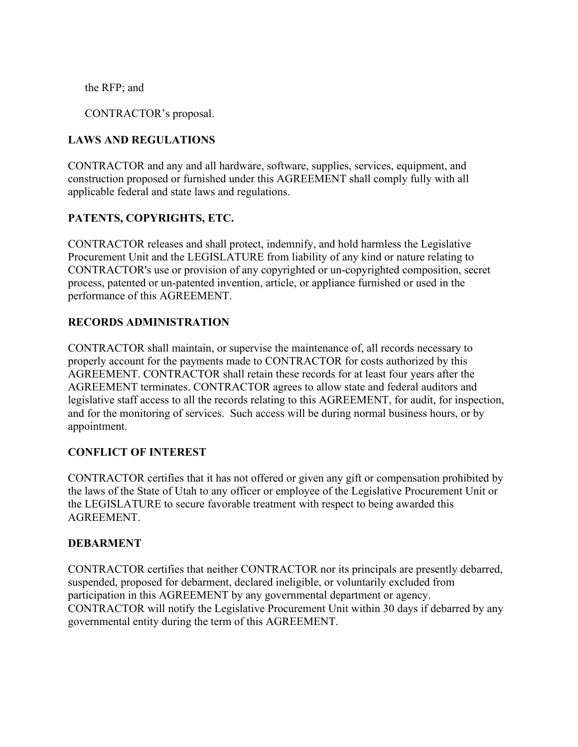the RFP; and

CONTRACTOR’s proposal.

**LAWS AND REGULATIONS**

CONTRACTOR and any and all hardware, software, supplies, services, equipment, and construction proposed or furnished under this AGREEMENT shall comply fully with all applicable federal and state laws and regulations.

**PATENTS, COPYRIGHTS, ETC.**

CONTRACTOR releases and shall protect, indemnify, and hold harmless the Legislative Procurement Unit and the LEGISLATURE from liability of any kind or nature relating to CONTRACTOR's use or provision of any copyrighted or un-copyrighted composition, secret process, patented or un-patented invention, article, or appliance furnished or used in the performance of this AGREEMENT.

**RECORDS ADMINISTRATION**

CONTRACTOR shall maintain, or supervise the maintenance of, all records necessary to properly account for the payments made to CONTRACTOR for costs authorized by this AGREEMENT. CONTRACTOR shall retain these records for at least four years after the AGREEMENT terminates. CONTRACTOR agrees to allow state and federal auditors and legislative staff access to all the records relating to this AGREEMENT, for audit, for inspection, and for the monitoring of services. Such access will be during normal business hours, or by appointment.

**CONFLICT OF INTEREST**

CONTRACTOR certifies that it has not offered or given any gift or compensation prohibited by the laws of the State of Utah to any officer or employee of the Legislative Procurement Unit or the LEGISLATURE to secure favorable treatment with respect to being awarded this AGREEMENT.

**DEBARMENT**

CONTRACTOR certifies that neither CONTRACTOR nor its principals are presently debarred, suspended, proposed for debarment, declared ineligible, or voluntarily excluded from participation in this AGREEMENT by any governmental department or agency. CONTRACTOR will notify the Legislative Procurement Unit within 30 days if debarred by any governmental entity during the term of this AGREEMENT.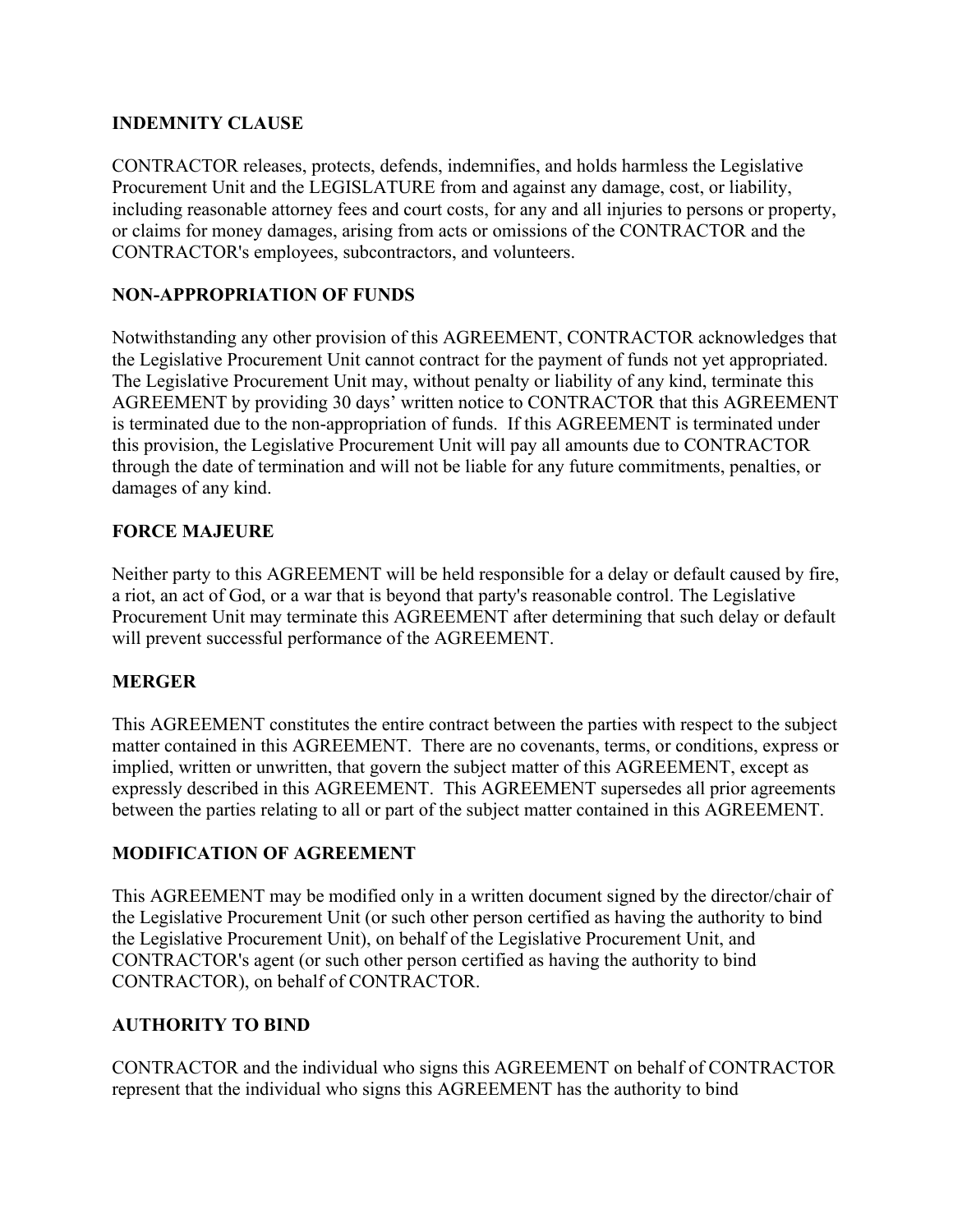**INDEMNITY CLAUSE**

CONTRACTOR releases, protects, defends, indemnifies, and holds harmless the Legislative Procurement Unit and the LEGISLATURE from and against any damage, cost, or liability, including reasonable attorney fees and court costs, for any and all injuries to persons or property, or claims for money damages, arising from acts or omissions of the CONTRACTOR and the CONTRACTOR's employees, subcontractors, and volunteers.

**NON-APPROPRIATION OF FUNDS**

Notwithstanding any other provision of this AGREEMENT, CONTRACTOR acknowledges that the Legislative Procurement Unit cannot contract for the payment of funds not yet appropriated. The Legislative Procurement Unit may, without penalty or liability of any kind, terminate this AGREEMENT by providing 30 days' written notice to CONTRACTOR that this AGREEMENT is terminated due to the non-appropriation of funds. If this AGREEMENT is terminated under this provision, the Legislative Procurement Unit will pay all amounts due to CONTRACTOR through the date of termination and will not be liable for any future commitments, penalties, or damages of any kind.

**FORCE MAJEURE**

Neither party to this AGREEMENT will be held responsible for a delay or default caused by fire, a riot, an act of God, or a war that is beyond that party's reasonable control. The Legislative Procurement Unit may terminate this AGREEMENT after determining that such delay or default will prevent successful performance of the AGREEMENT.

**MERGER**

This AGREEMENT constitutes the entire contract between the parties with respect to the subject matter contained in this AGREEMENT. There are no covenants, terms, or conditions, express or implied, written or unwritten, that govern the subject matter of this AGREEMENT, except as expressly described in this AGREEMENT. This AGREEMENT supersedes all prior agreements between the parties relating to all or part of the subject matter contained in this AGREEMENT.

**MODIFICATION OF AGREEMENT**

This AGREEMENT may be modified only in a written document signed by the director/chair of the Legislative Procurement Unit (or such other person certified as having the authority to bind the Legislative Procurement Unit), on behalf of the Legislative Procurement Unit, and CONTRACTOR's agent (or such other person certified as having the authority to bind CONTRACTOR), on behalf of CONTRACTOR.

**AUTHORITY TO BIND**

CONTRACTOR and the individual who signs this AGREEMENT on behalf of CONTRACTOR represent that the individual who signs this AGREEMENT has the authority to bind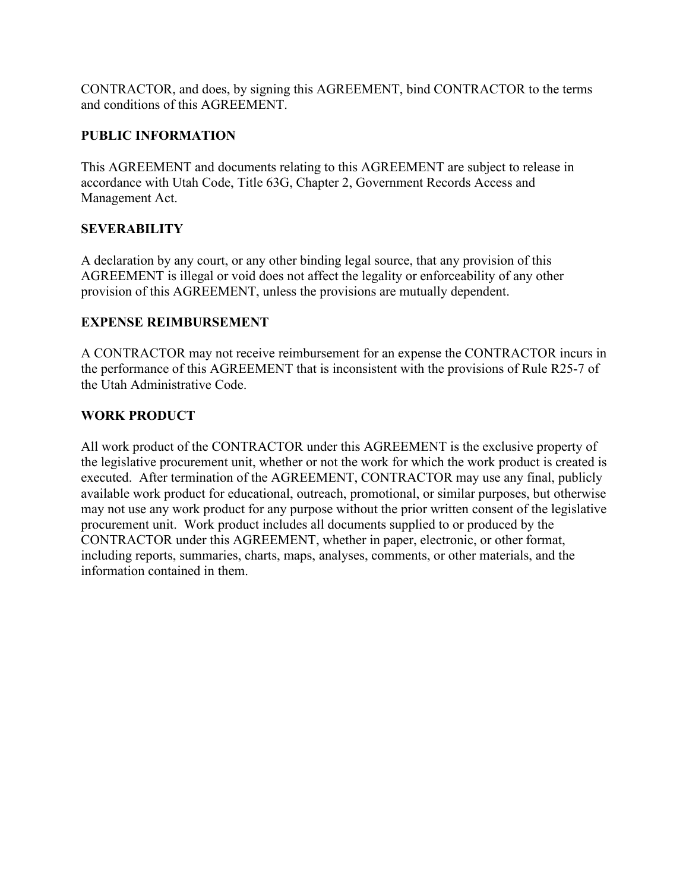CONTRACTOR, and does, by signing this AGREEMENT, bind CONTRACTOR to the terms and conditions of this AGREEMENT.

**PUBLIC INFORMATION**

This AGREEMENT and documents relating to this AGREEMENT are subject to release in accordance with Utah Code, Title 63G, Chapter 2, Government Records Access and Management Act.

**SEVERABILITY**

A declaration by any court, or any other binding legal source, that any provision of this AGREEMENT is illegal or void does not affect the legality or enforceability of any other provision of this AGREEMENT, unless the provisions are mutually dependent.

**EXPENSE REIMBURSEMENT**

A CONTRACTOR may not receive reimbursement for an expense the CONTRACTOR incurs in the performance of this AGREEMENT that is inconsistent with the provisions of Rule R25-7 of the Utah Administrative Code.

**WORK PRODUCT**

All work product of the CONTRACTOR under this AGREEMENT is the exclusive property of the legislative procurement unit, whether or not the work for which the work product is created is executed. After termination of the AGREEMENT, CONTRACTOR may use any final, publicly available work product for educational, outreach, promotional, or similar purposes, but otherwise may not use any work product for any purpose without the prior written consent of the legislative procurement unit. Work product includes all documents supplied to or produced by the CONTRACTOR under this AGREEMENT, whether in paper, electronic, or other format, including reports, summaries, charts, maps, analyses, comments, or other materials, and the information contained in them.